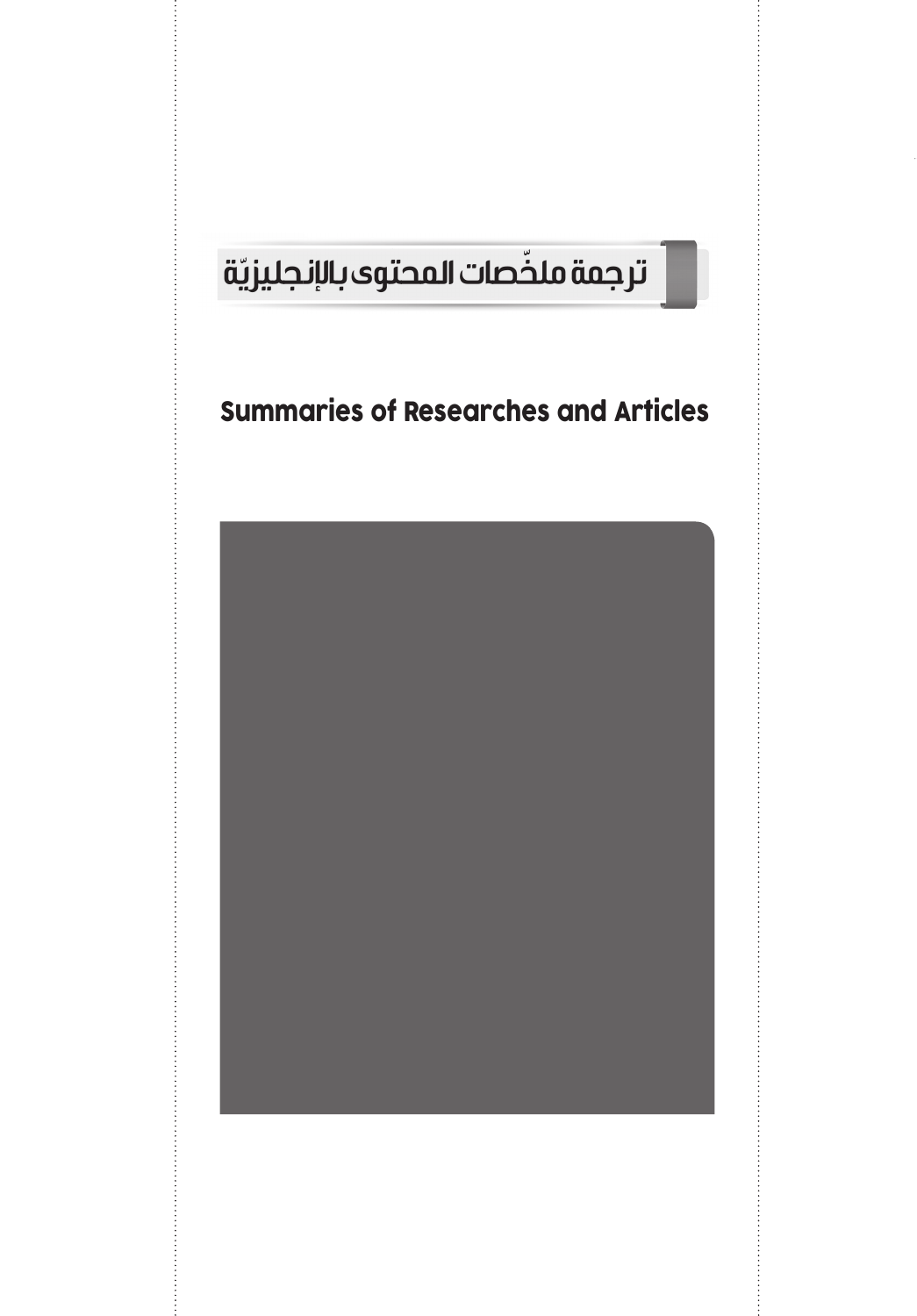# ترجمة ملخّصات المحتوى بالإنجليزيّة

## Summaries of Researches and Articles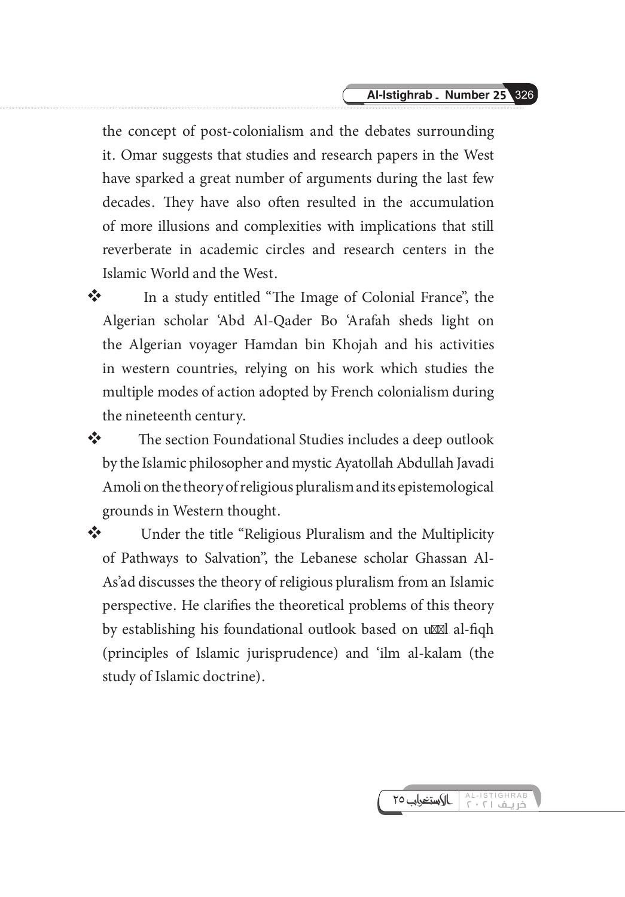the concept of post-colonialism and the debates surrounding it. Omar suggests that studies and research papers in the West have sparked a great number of arguments during the last few decades. They have also often resulted in the accumulation of more illusions and complexities with implications that still reverberate in academic circles and research centers in the Islamic World and the West.

- In a study entitled "The Image of Colonial France", the Algerian scholar 'Abd Al-Qader Bo 'Arafah sheds light on the Algerian voyager Hamdan bin Khojah and his activities in western countries, relying on his work which studies the multiple modes of action adopted by French colonialism during the nineteenth century.
- The section Foundational Studies includes a deep outlook by the Islamic philosopher and mystic Ayatollah Abdullah Javadi Amoli on the theory of religious pluralism and its epistemological grounds in Western thought.
- Under the title "Religious Pluralism and the Multiplicity of Pathways to Salvation", the Lebanese scholar Ghassan Al-As'ad discusses the theory of religious pluralism from an Islamic perspective. He clarifies the theoretical problems of this theory by establishing his foundational outlook based on uṣūl al-fiqh (principles of Islamic jurisprudence) and 'ilm al-kalam (the study of Islamic doctrine).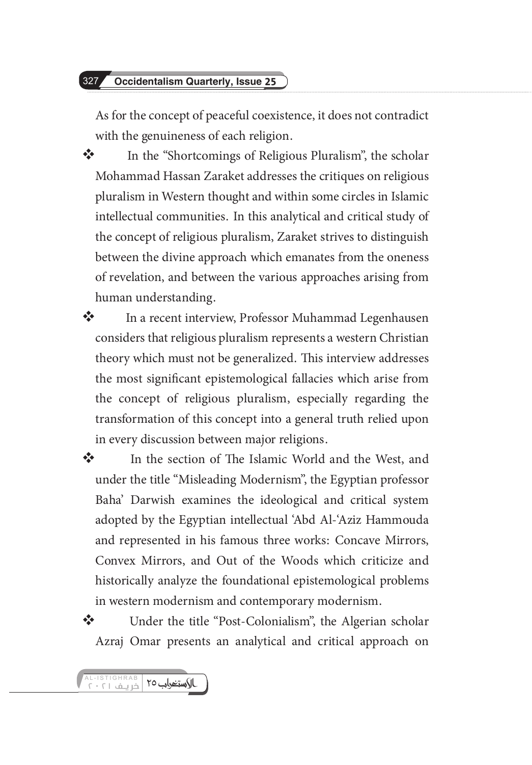As for the concept of peaceful coexistence, it does not contradict with the genuineness of each religion.

- In the "Shortcomings of Religious Pluralism", the scholar Mohammad Hassan Zaraket addresses the critiques on religious pluralism in Western thought and within some circles in Islamic intellectual communities. In this analytical and critical study of the concept of religious pluralism, Zaraket strives to distinguish between the divine approach which emanates from the oneness of revelation, and between the various approaches arising from human understanding.
- In a recent interview, Professor Muhammad Legenhausen considers that religious pluralism represents a western Christian theory which must not be generalized. This interview addresses the most significant epistemological fallacies which arise from the concept of religious pluralism, especially regarding the transformation of this concept into a general truth relied upon in every discussion between major religions.
- In the section of The Islamic World and the West, and under the title "Misleading Modernism", the Egyptian professor Baha' Darwish examines the ideological and critical system adopted by the Egyptian intellectual 'Abd Al-'Aziz Hammouda and represented in his famous three works: Concave Mirrors, Convex Mirrors, and Out of the Woods which criticize and historically analyze the foundational epistemological problems in western modernism and contemporary modernism.
- Under the title "Post-Colonialism", the Algerian scholar Azraj Omar presents an analytical and critical approach on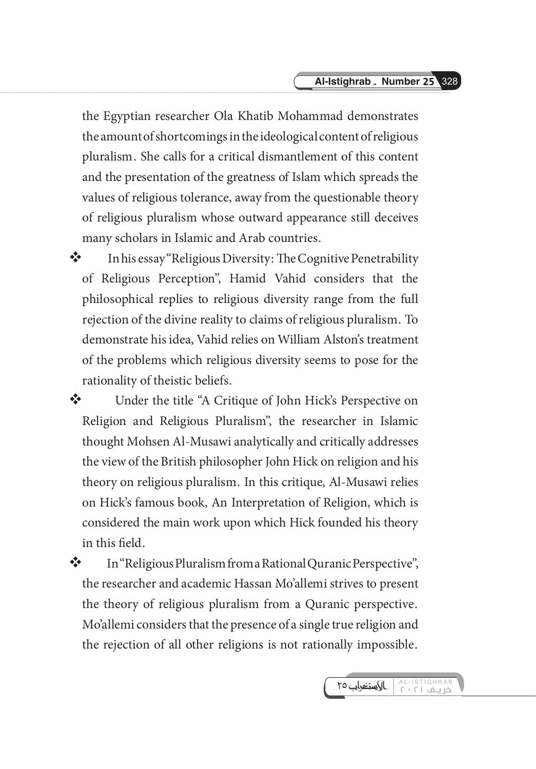the Egyptian researcher Ola Khatib Mohammad demonstrates the amount of shortcomings in the ideological content of religious pluralism. She calls for a critical dismantlement of this content and the presentation of the greatness of Islam which spreads the values of religious tolerance, away from the questionable theory of religious pluralism whose outward appearance still deceives many scholars in Islamic and Arab countries.

- In his essay "Religious Diversity: The Cognitive Penetrability of Religious Perception", Hamid Vahid considers that the philosophical replies to religious diversity range from the full rejection of the divine reality to claims of religious pluralism. To demonstrate his idea, Vahid relies on William Alston's treatment of the problems which religious diversity seems to pose for the rationality of theistic beliefs.
- Under the title "A Critique of John Hick's Perspective on Religion and Religious Pluralism", the researcher in Islamic thought Mohsen Al-Musawi analytically and critically addresses the view of the British philosopher John Hick on religion and his theory on religious pluralism. In this critique, Al-Musawi relies on Hick's famous book, An Interpretation of Religion, which is considered the main work upon which Hick founded his theory in this field.
- In "Religious Pluralism from a Rational Quranic Perspective", the researcher and academic Hassan Mo'allemi strives to present the theory of religious pluralism from a Quranic perspective. Mo'allemi considers that the presence of a single true religion and the rejection of all other religions is not rationally impossible.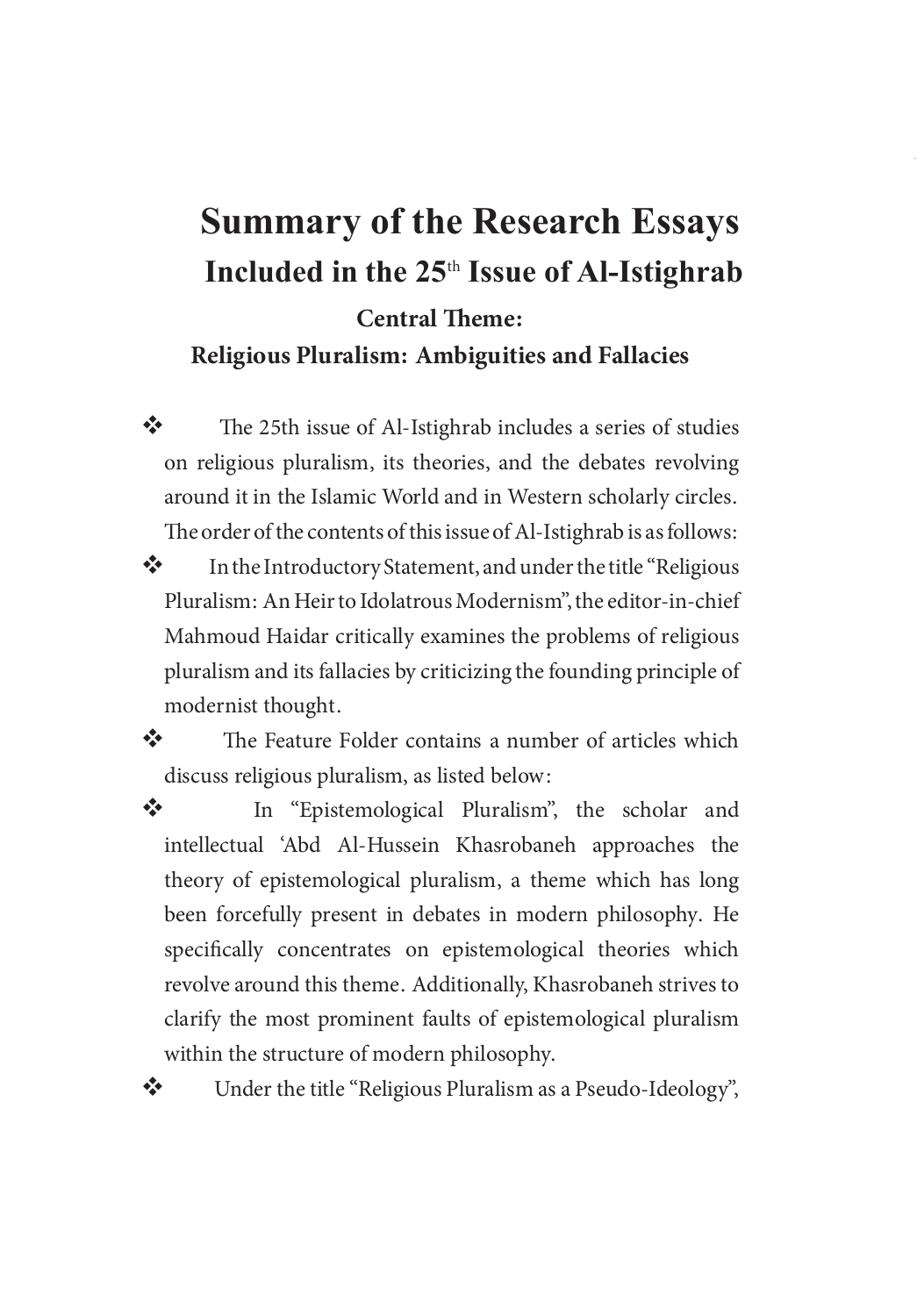# Summary of the Research Essays

## Included in the 25th Issue of Al-Istighrab

### Central Theme:

### Religious Pluralism: Ambiguities and Fallacies

- The 25th issue of Al-Istighrab includes a series of studies on religious pluralism, its theories, and the debates revolving around it in the Islamic World and in Western scholarly circles. The order of the contents of this issue of Al-Istighrab is as follows:
- In the Introductory Statement, and under the title "Religious Pluralism: An Heir to Idolatrous Modernism", the editor-in-chief Mahmoud Haidar critically examines the problems of religious pluralism and its fallacies by criticizing the founding principle of modernist thought.
- The Feature Folder contains a number of articles which discuss religious pluralism, as listed below:
- In "Epistemological Pluralism", the scholar and intellectual 'Abd Al-Hussein Khasrobaneh approaches the theory of epistemological pluralism, a theme which has long been forcefully present in debates in modern philosophy. He specifically concentrates on epistemological theories which revolve around this theme. Additionally, Khasrobaneh strives to clarify the most prominent faults of epistemological pluralism within the structure of modern philosophy.
- Under the title "Religious Pluralism as a Pseudo-Ideology",